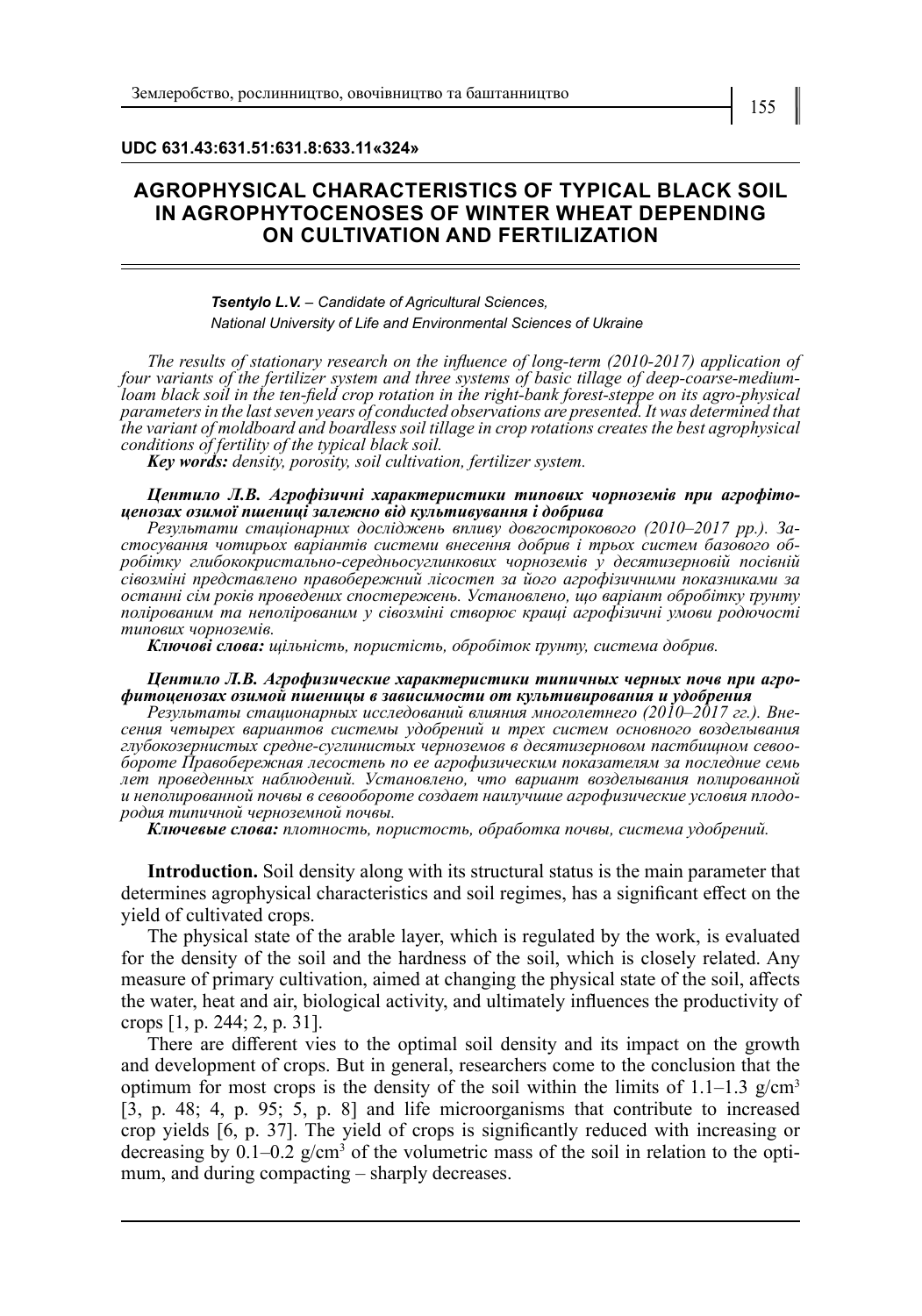**UDC 631.43:631.51:631.8:633.11«324»**

# AGROPHYSICAL CHARACTERISTICS OF TYPICAL BLACK SOIL IN AGROPHYTOCENOSES OF WINTER WHEAT DEPENDING ON CULTIVATION AND FERTILIZATION

***Tsentylo L.V.*** *– Candidate of Agricultural Sciences,*
*National University of Life and Environmental Sciences of Ukraine*

*The results of stationary research on the influence of long-term (2010-2017) application of four variants of the fertilizer system and three systems of basic tillage of deep-coarse-medium-loam black soil in the ten-field crop rotation in the right-bank forest-steppe on its agro-physical parameters in the last seven years of conducted observations are presented. It was determined that the variant of moldboard and boardless soil tillage in crop rotations creates the best agrophysical conditions of fertility of the typical black soil.*

***Key words:*** *density, porosity, soil cultivation, fertilizer system.*

***Центило Л.В. Агрофізичні характеристики типових чорноземів при агрофітоценозах озимої пшениці залежно від культивування і добрива***

*Результати стаціонарних досліджень впливу довгострокового (2010–2017 рр.). Застосування чотирьох варіантів системи внесення добрив і трьох систем базового обробітку глибококристально-середньосуглинкових чорноземів у десятизерновій посівній сівозміні представлено правобережний лісостеп за його агрофізичними показниками за останні сім років проведених спостережень. Установлено, що варіант обробітку ґрунту полірованим та неполірованим у сівозміні створює кращі агрофізичні умови родючості типових чорноземів.*

***Ключові слова:*** *щільність, пористість, обробіток ґрунту, система добрив.*

***Центило Л.В. Агрофизические характеристики типичных черных почв при агрофитоценозах озимой пшеницы в зависимости от культивирования и удобрения***

*Результаты стационарных исследований влияния многолетнего (2010–2017 гг.). Внесения четырех вариантов системы удобрений и трех систем основного возделывания глубокозернистых средне-суглинистых черноземов в десятизерновом пастбищном севообороте Правобережная лесостепь по ее агрофизическим показателям за последние семь лет проведенных наблюдений. Установлено, что вариант возделывания полированной и неполированной почвы в севообороте создает наилучшие агрофизические условия плодородия типичной черноземной почвы.*

***Ключевые слова:*** *плотность, пористость, обработка почвы, система удобрений.*

**Introduction.** Soil density along with its structural status is the main parameter that determines agrophysical characteristics and soil regimes, has a significant effect on the yield of cultivated crops.

The physical state of the arable layer, which is regulated by the work, is evaluated for the density of the soil and the hardness of the soil, which is closely related. Any measure of primary cultivation, aimed at changing the physical state of the soil, affects the water, heat and air, biological activity, and ultimately influences the productivity of crops [1, p. 244; 2, p. 31].

There are different vies to the optimal soil density and its impact on the growth and development of crops. But in general, researchers come to the conclusion that the optimum for most crops is the density of the soil within the limits of 1.1–1.3 g/cm$^3$ [3, p. 48; 4, p. 95; 5, p. 8] and life microorganisms that contribute to increased crop yields [6, p. 37]. The yield of crops is significantly reduced with increasing or decreasing by 0.1–0.2 g/cm$^3$ of the volumetric mass of the soil in relation to the optimum, and during compacting – sharply decreases.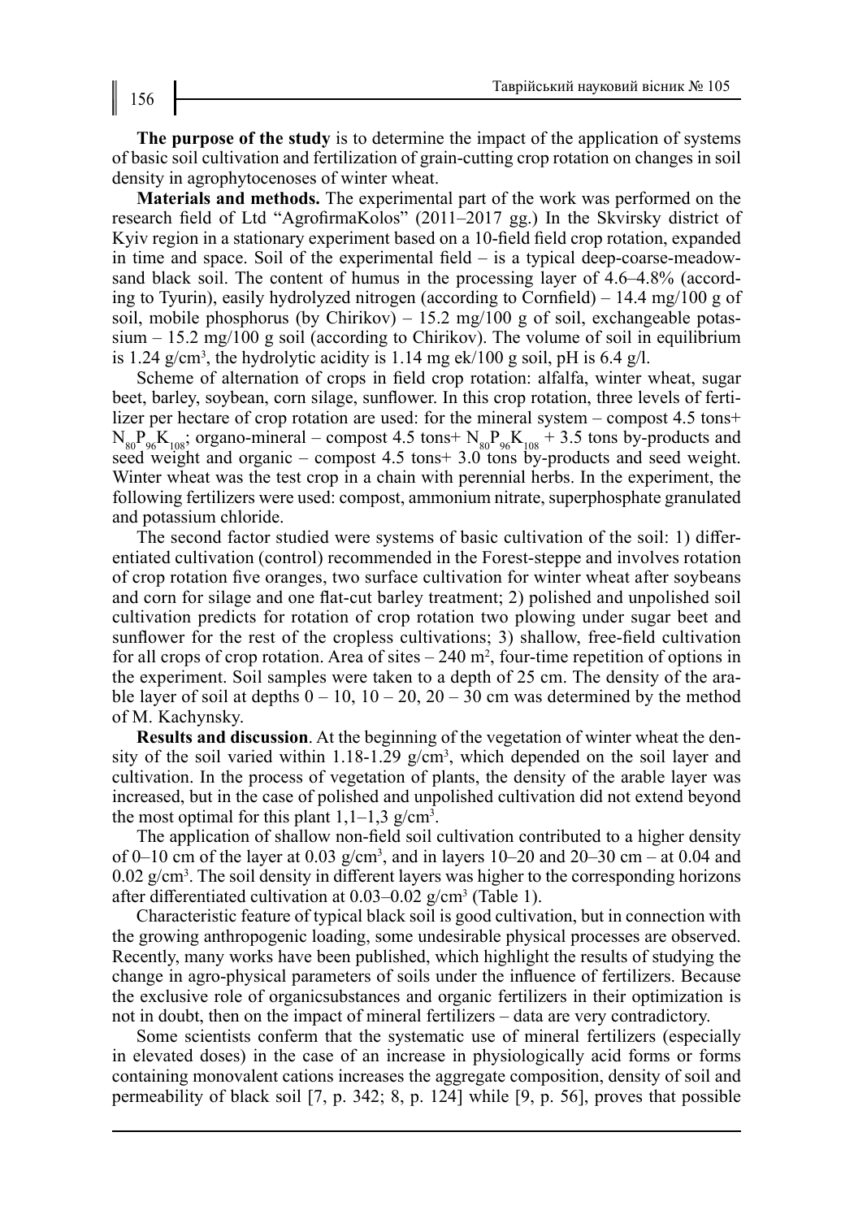**The purpose of the study** is to determine the impact of the application of systems of basic soil cultivation and fertilization of grain-cutting crop rotation on changes in soil density in agrophytocenoses of winter wheat.

**Materials and methods.** The experimental part of the work was performed on the research field of Ltd "AgrofirmaKolos" (2011–2017 gg.) In the Skvirsky district of Kyiv region in a stationary experiment based on a 10-field field crop rotation, expanded in time and space. Soil of the experimental field – is a typical deep-coarse-meadow-sand black soil. The content of humus in the processing layer of 4.6–4.8% (according to Tyurin), easily hydrolyzed nitrogen (according to Cornfield) – 14.4 mg/100 g of soil, mobile phosphorus (by Chirikov) – 15.2 mg/100 g of soil, exchangeable potassium – 15.2 mg/100 g soil (according to Chirikov). The volume of soil in equilibrium is 1.24 g/cm$^3$, the hydrolytic acidity is 1.14 mg ek/100 g soil, pH is 6.4 g/l.

Scheme of alternation of crops in field crop rotation: alfalfa, winter wheat, sugar beet, barley, soybean, corn silage, sunflower. In this crop rotation, three levels of fertilizer per hectare of crop rotation are used: for the mineral system – compost 4.5 tons+ $N_{80}P_{96}K_{108}$; organo-mineral – compost 4.5 tons+ $N_{80}P_{96}K_{108}$ + 3.5 tons by-products and seed weight and organic – compost 4.5 tons+ 3.0 tons by-products and seed weight. Winter wheat was the test crop in a chain with perennial herbs. In the experiment, the following fertilizers were used: compost, ammonium nitrate, superphosphate granulated and potassium chloride.

The second factor studied were systems of basic cultivation of the soil: 1) differentiated cultivation (control) recommended in the Forest-steppe and involves rotation of crop rotation five oranges, two surface cultivation for winter wheat after soybeans and corn for silage and one flat-cut barley treatment; 2) polished and unpolished soil cultivation predicts for rotation of crop rotation two plowing under sugar beet and sunflower for the rest of the cropless cultivations; 3) shallow, free-field cultivation for all crops of crop rotation. Area of sites – 240 m$^2$, four-time repetition of options in the experiment. Soil samples were taken to a depth of 25 cm. The density of the arable layer of soil at depths 0 – 10, 10 – 20, 20 – 30 cm was determined by the method of M. Kachynsky.

**Results and discussion**. At the beginning of the vegetation of winter wheat the density of the soil varied within 1.18-1.29 g/cm$^3$, which depended on the soil layer and cultivation. In the process of vegetation of plants, the density of the arable layer was increased, but in the case of polished and unpolished cultivation did not extend beyond the most optimal for this plant 1,1–1,3 g/cm$^3$.

The application of shallow non-field soil cultivation contributed to a higher density of 0–10 cm of the layer at 0.03 g/cm$^3$, and in layers 10–20 and 20–30 cm – at 0.04 and 0.02 g/cm$^3$. The soil density in different layers was higher to the corresponding horizons after differentiated cultivation at 0.03–0.02 g/cm$^3$ (Table 1).

Characteristic feature of typical black soil is good cultivation, but in connection with the growing anthropogenic loading, some undesirable physical processes are observed. Recently, many works have been published, which highlight the results of studying the change in agro-physical parameters of soils under the influence of fertilizers. Because the exclusive role of organicsubstances and organic fertilizers in their optimization is not in doubt, then on the impact of mineral fertilizers – data are very contradictory.

Some scientists conferm that the systematic use of mineral fertilizers (especially in elevated doses) in the case of an increase in physiologically acid forms or forms containing monovalent cations increases the aggregate composition, density of soil and permeability of black soil [7, p. 342; 8, p. 124] while [9, p. 56], proves that possible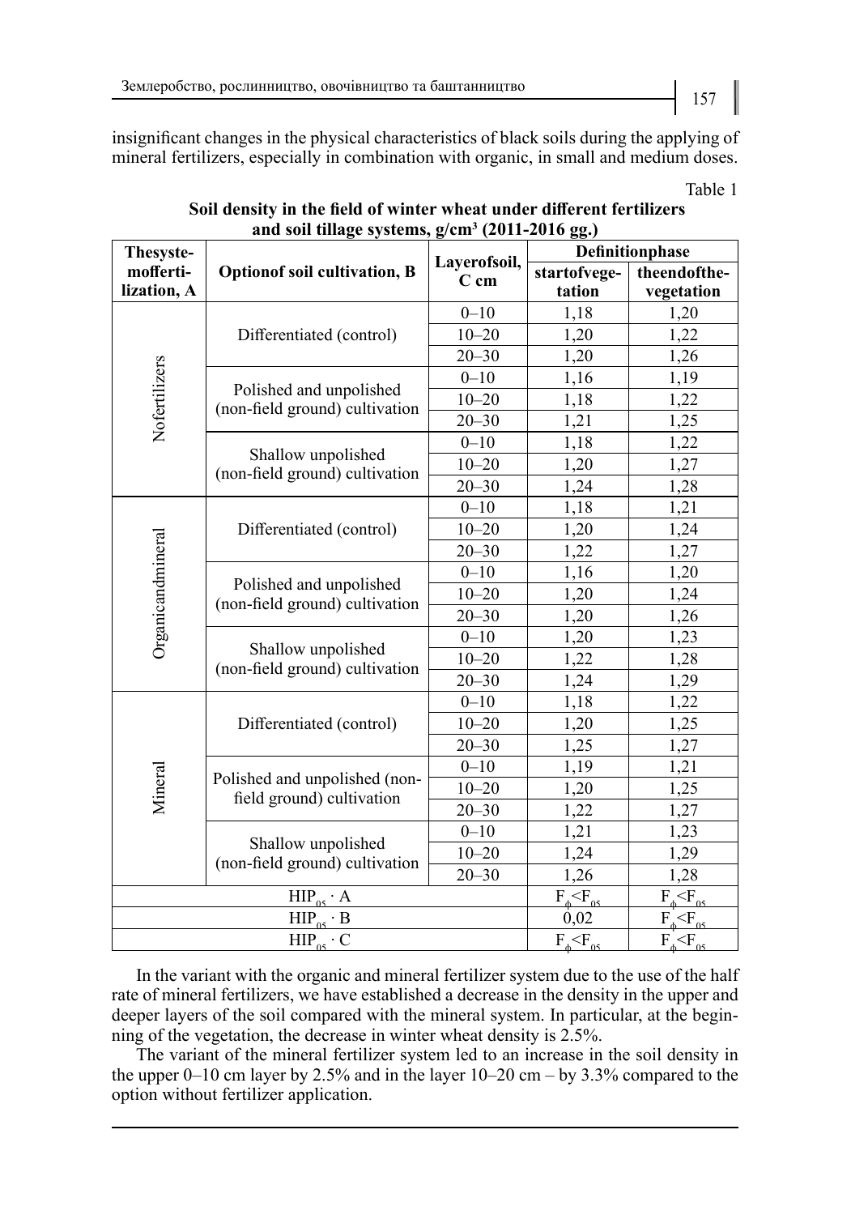insignificant changes in the physical characteristics of black soils during the applying of mineral fertilizers, especially in combination with organic, in small and medium doses.

Table 1

**Soil density in the field of winter wheat under different fertilizers and soil tillage systems, g/cm³ (2011-2016 gg.)**

| Thesystemoffertilization, A | Optionof soil cultivation, B | Layerofsoil, C cm | Definitionphase | |
|---|---|---|---|---|
| | | | startofvegetation | theendofthevegetation |
| Nofertilizers | Differentiated (control) | 0–10 | 1,18 | 1,20 |
| | | 10–20 | 1,20 | 1,22 |
| | | 20–30 | 1,20 | 1,26 |
| | Polished and unpolished (non-field ground) cultivation | 0–10 | 1,16 | 1,19 |
| | | 10–20 | 1,18 | 1,22 |
| | | 20–30 | 1,21 | 1,25 |
| | Shallow unpolished (non-field ground) cultivation | 0–10 | 1,18 | 1,22 |
| | | 10–20 | 1,20 | 1,27 |
| | | 20–30 | 1,24 | 1,28 |
| Organicandmineral | Differentiated (control) | 0–10 | 1,18 | 1,21 |
| | | 10–20 | 1,20 | 1,24 |
| | | 20–30 | 1,22 | 1,27 |
| | Polished and unpolished (non-field ground) cultivation | 0–10 | 1,16 | 1,20 |
| | | 10–20 | 1,20 | 1,24 |
| | | 20–30 | 1,20 | 1,26 |
| | Shallow unpolished (non-field ground) cultivation | 0–10 | 1,20 | 1,23 |
| | | 10–20 | 1,22 | 1,28 |
| | | 20–30 | 1,24 | 1,29 |
| Mineral | Differentiated (control) | 0–10 | 1,18 | 1,22 |
| | | 10–20 | 1,20 | 1,25 |
| | | 20–30 | 1,25 | 1,27 |
| | Polished and unpolished (non-field ground) cultivation | 0–10 | 1,19 | 1,21 |
| | | 10–20 | 1,20 | 1,25 |
| | | 20–30 | 1,22 | 1,27 |
| | Shallow unpolished (non-field ground) cultivation | 0–10 | 1,21 | 1,23 |
| | | 10–20 | 1,24 | 1,29 |
| | | 20–30 | 1,26 | 1,28 |
| $HIP_{05} \cdot A$ | | | $F_ф<F_{05}$ | $F_ф<F_{05}$ |
| $HIP_{05} \cdot B$ | | | 0,02 | $F_ф<F_{05}$ |
| $HIP_{05} \cdot C$ | | | $F_ф<F_{05}$ | $F_ф<F_{05}$ |

In the variant with the organic and mineral fertilizer system due to the use of the half rate of mineral fertilizers, we have established a decrease in the density in the upper and deeper layers of the soil compared with the mineral system. In particular, at the beginning of the vegetation, the decrease in winter wheat density is 2.5%.

The variant of the mineral fertilizer system led to an increase in the soil density in the upper 0–10 cm layer by 2.5% and in the layer 10–20 cm – by 3.3% compared to the option without fertilizer application.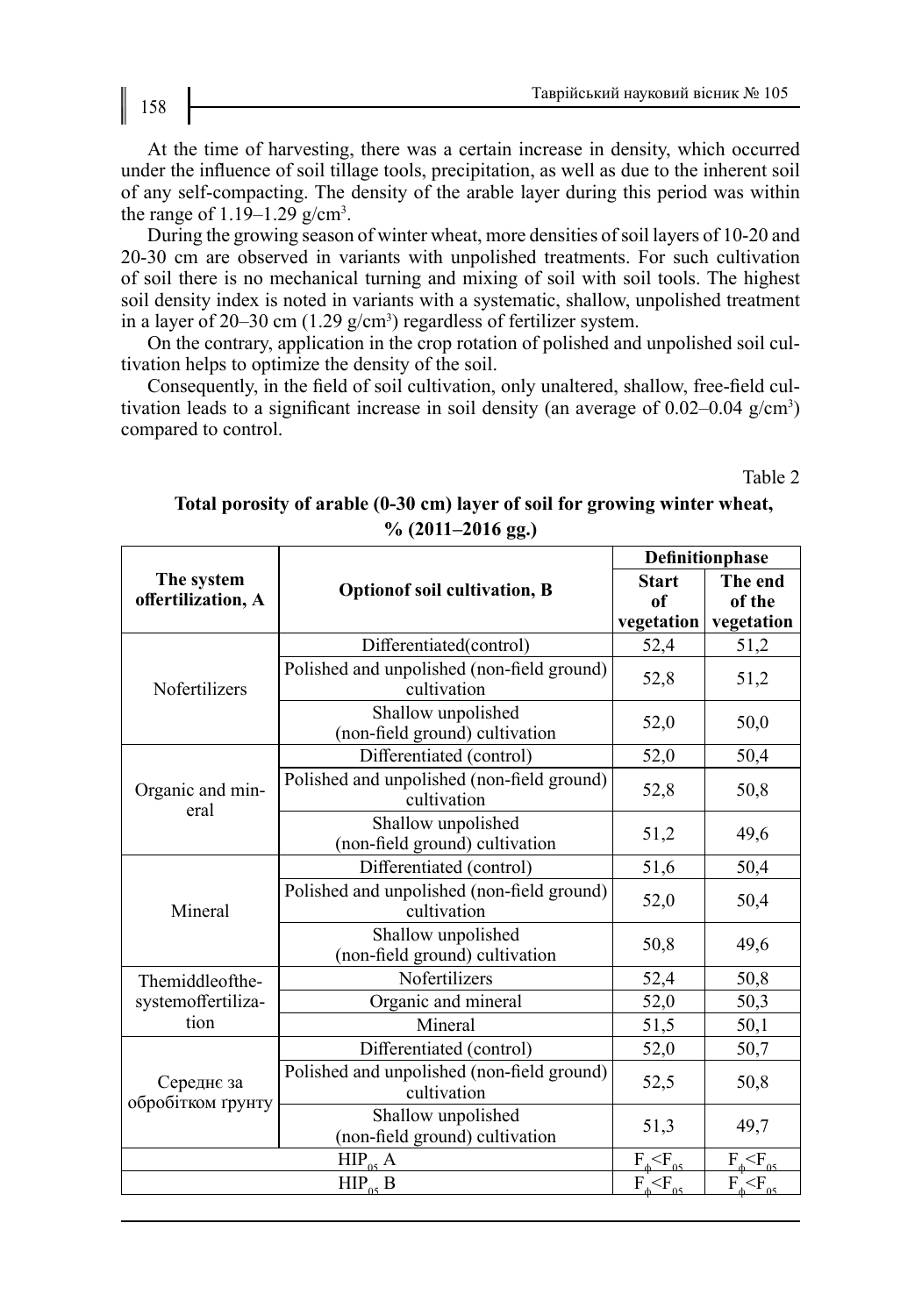At the time of harvesting, there was a certain increase in density, which occurred under the influence of soil tillage tools, precipitation, as well as due to the inherent soil of any self-compacting. The density of the arable layer during this period was within the range of 1.19–1.29 g/cm$^3$.

During the growing season of winter wheat, more densities of soil layers of 10-20 and 20-30 cm are observed in variants with unpolished treatments. For such cultivation of soil there is no mechanical turning and mixing of soil with soil tools. The highest soil density index is noted in variants with a systematic, shallow, unpolished treatment in a layer of 20–30 cm (1.29 g/cm$^3$) regardless of fertilizer system.

On the contrary, application in the crop rotation of polished and unpolished soil cultivation helps to optimize the density of the soil.

Consequently, in the field of soil cultivation, only unaltered, shallow, free-field cultivation leads to a significant increase in soil density (an average of 0.02–0.04 g/cm$^3$) compared to control.

Table 2

**Total porosity of arable (0-30 cm) layer of soil for growing winter wheat, % (2011–2016 gg.)**

| The system offertilization, A | Optionof soil cultivation, B | Definitionphase | |
|---|---|---|---|
| | | Start of vegetation | The end of the vegetation |
| Nofertilizers | Differentiated(control) | 52,4 | 51,2 |
| | Polished and unpolished (non-field ground) cultivation | 52,8 | 51,2 |
| | Shallow unpolished (non-field ground) cultivation | 52,0 | 50,0 |
| Organic and mineral | Differentiated (control) | 52,0 | 50,4 |
| | Polished and unpolished (non-field ground) cultivation | 52,8 | 50,8 |
| | Shallow unpolished (non-field ground) cultivation | 51,2 | 49,6 |
| Mineral | Differentiated (control) | 51,6 | 50,4 |
| | Polished and unpolished (non-field ground) cultivation | 52,0 | 50,4 |
| | Shallow unpolished (non-field ground) cultivation | 50,8 | 49,6 |
| Themiddleofthesystemoffertilization | Nofertilizers | 52,4 | 50,8 |
| | Organic and mineral | 52,0 | 50,3 |
| | Mineral | 51,5 | 50,1 |
| Середнє за обробітком грунту | Differentiated (control) | 52,0 | 50,7 |
| | Polished and unpolished (non-field ground) cultivation | 52,5 | 50,8 |
| | Shallow unpolished (non-field ground) cultivation | 51,3 | 49,7 |
| $HIP_{05}$ A | | $F_ф<F_{05}$ | $F_ф<F_{05}$ |
| $HIP_{05}$ B | | $F_ф<F_{05}$ | $F_ф<F_{05}$ |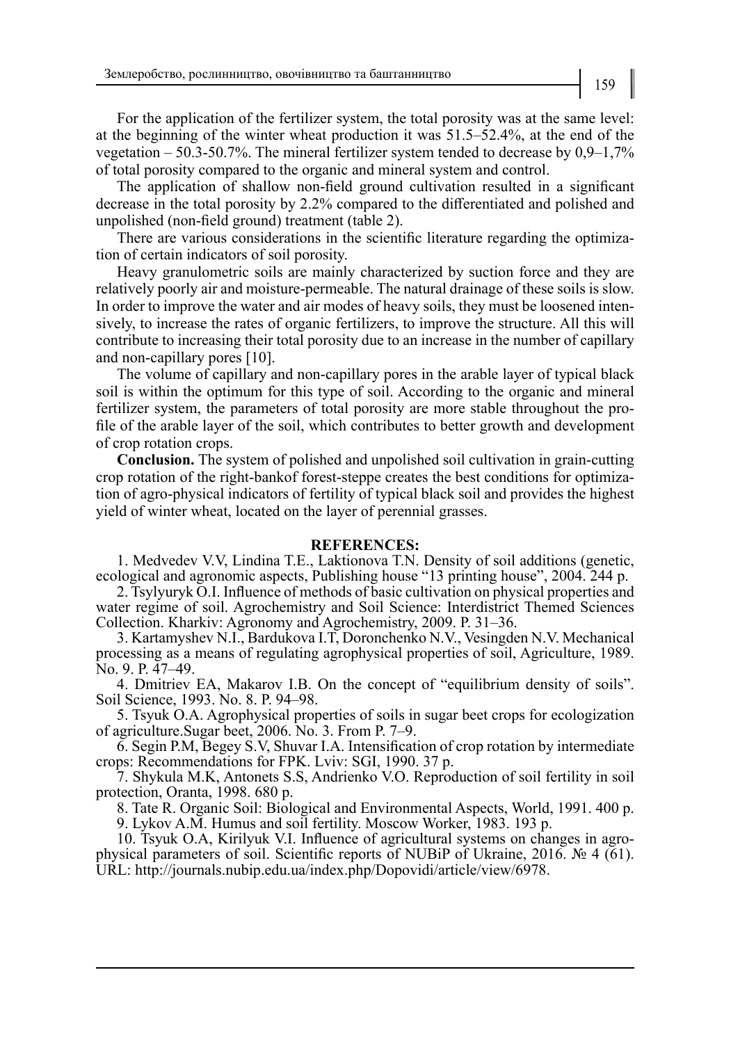For the application of the fertilizer system, the total porosity was at the same level: at the beginning of the winter wheat production it was 51.5–52.4%, at the end of the vegetation – 50.3-50.7%. The mineral fertilizer system tended to decrease by 0,9–1,7% of total porosity compared to the organic and mineral system and control.

The application of shallow non-field ground cultivation resulted in a significant decrease in the total porosity by 2.2% compared to the differentiated and polished and unpolished (non-field ground) treatment (table 2).

There are various considerations in the scientific literature regarding the optimization of certain indicators of soil porosity.

Heavy granulometric soils are mainly characterized by suction force and they are relatively poorly air and moisture-permeable. The natural drainage of these soils is slow. In order to improve the water and air modes of heavy soils, they must be loosened intensively, to increase the rates of organic fertilizers, to improve the structure. All this will contribute to increasing their total porosity due to an increase in the number of capillary and non-capillary pores [10].

The volume of capillary and non-capillary pores in the arable layer of typical black soil is within the optimum for this type of soil. According to the organic and mineral fertilizer system, the parameters of total porosity are more stable throughout the profile of the arable layer of the soil, which contributes to better growth and development of crop rotation crops.

**Conclusion.** The system of polished and unpolished soil cultivation in grain-cutting crop rotation of the right-bankof forest-steppe creates the best conditions for optimization of agro-physical indicators of fertility of typical black soil and provides the highest yield of winter wheat, located on the layer of perennial grasses.

## REFERENCES:

1. Medvedev V.V, Lindina T.E., Laktionova T.N. Density of soil additions (genetic, ecological and agronomic aspects, Publishing house "13 printing house", 2004. 244 p.
2. Tsylyuryk O.I. Influence of methods of basic cultivation on physical properties and water regime of soil. Agrochemistry and Soil Science: Interdistrict Themed Sciences Collection. Kharkiv: Agronomy and Agrochemistry, 2009. P. 31–36.
3. Kartamyshev N.I., Bardukova I.T, Doronchenko N.V., Vesingden N.V. Mechanical processing as a means of regulating agrophysical properties of soil, Agriculture, 1989. No. 9. P. 47–49.
4. Dmitriev EA, Makarov I.B. On the concept of "equilibrium density of soils". Soil Science, 1993. No. 8. P. 94–98.
5. Tsyuk O.A. Agrophysical properties of soils in sugar beet crops for ecologization of agriculture.Sugar beet, 2006. No. 3. From P. 7–9.
6. Segin P.M, Begey S.V, Shuvar I.A. Intensification of crop rotation by intermediate crops: Recommendations for FPK. Lviv: SGI, 1990. 37 p.
7. Shykula M.K, Antonets S.S, Andrienko V.O. Reproduction of soil fertility in soil protection, Oranta, 1998. 680 p.
8. Tate R. Organic Soil: Biological and Environmental Aspects, World, 1991. 400 p.
9. Lykov A.M. Humus and soil fertility. Moscow Worker, 1983. 193 p.
10. Tsyuk O.A, Kirilyuk V.I. Influence of agricultural systems on changes in agrophysical parameters of soil. Scientific reports of NUBiP of Ukraine, 2016. № 4 (61). URL: http://journals.nubip.edu.ua/index.php/Dopovidi/article/view/6978.